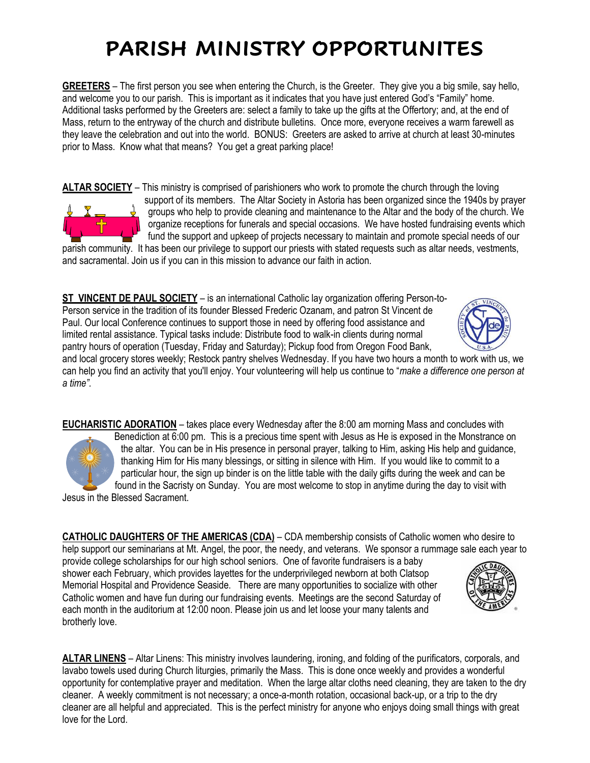# PARISH MINISTRY OPPORTUNITES

**GREETERS** – The first person you see when entering the Church, is the Greeter. They give you a big smile, say hello, and welcome you to our parish. This is important as it indicates that you have just entered God's "Family" home. Additional tasks performed by the Greeters are: select a family to take up the gifts at the Offertory; and, at the end of Mass, return to the entryway of the church and distribute bulletins. Once more, everyone receives a warm farewell as they leave the celebration and out into the world. BONUS: Greeters are asked to arrive at church at least 30-minutes prior to Mass. Know what that means? You get a great parking place!

**ALTAR SOCIETY** – This ministry is comprised of parishioners who work to promote the church through the loving support of its members. The Altar Society in Astoria has been organized since the 1940s by prayer groups who help to provide cleaning and maintenance to the Altar and the body of the church. We organize receptions for funerals and special occasions. We have hosted fundraising events which fund the support and upkeep of projects necessary to maintain and promote special needs of our parish community. It has been our privilege to support our priests with stated requests such as altar needs, vestments, and sacramental. Join us if you can in this mission to advance our faith in action.

**ST VINCENT DE PAUL SOCIETY** – is an international Catholic lay organization offering Person-to-Person service in the tradition of its founder Blessed Frederic Ozanam, and patron St Vincent de Paul. Our local Conference continues to support those in need by offering food assistance and limited rental assistance. Typical tasks include: Distribute food to walk-in clients during normal pantry hours of operation (Tuesday, Friday and Saturday); Pickup food from Oregon Food Bank, and local grocery stores weekly; Restock pantry shelves Wednesday. If you have two hours a month to work with us, we can help you find an activity that you'll enjoy. Your volunteering will help us continue to "*make a difference one person at a time"*.

**EUCHARISTIC ADORATION** – takes place every Wednesday after the 8:00 am morning Mass and concludes with Benediction at 6:00 pm. This is a precious time spent with Jesus as He is exposed in the Monstrance on the altar. You can be in His presence in personal prayer, talking to Him, asking His help and guidance, thanking Him for His many blessings, or sitting in silence with Him. If you would like to commit to a particular hour, the sign up binder is on the little table with the daily gifts during the week and can be found in the Sacristy on Sunday. You are most welcome to stop in anytime during the day to visit with Jesus in the Blessed Sacrament.

**CATHOLIC DAUGHTERS OF THE AMERICAS (CDA)** – CDA membership consists of Catholic women who desire to help support our seminarians at Mt. Angel, the poor, the needy, and veterans. We sponsor a rummage sale each year to provide college scholarships for our high school seniors. One of favorite fundraisers is a baby shower each February, which provides layettes for the underprivileged newborn at both Clatsop Memorial Hospital and Providence Seaside. There are many opportunities to socialize with other Catholic women and have fun during our fundraising events. Meetings are the second Saturday of each month in the auditorium at 12:00 noon. Please join us and let loose your many talents and brotherly love.

**ALTAR LINENS** – Altar Linens: This ministry involves laundering, ironing, and folding of the purificators, corporals, and lavabo towels used during Church liturgies, primarily the Mass. This is done once weekly and provides a wonderful opportunity for contemplative prayer and meditation. When the large altar cloths need cleaning, they are taken to the dry cleaner. A weekly commitment is not necessary; a once-a-month rotation, occasional back-up, or a trip to the dry cleaner are all helpful and appreciated. This is the perfect ministry for anyone who enjoys doing small things with great love for the Lord.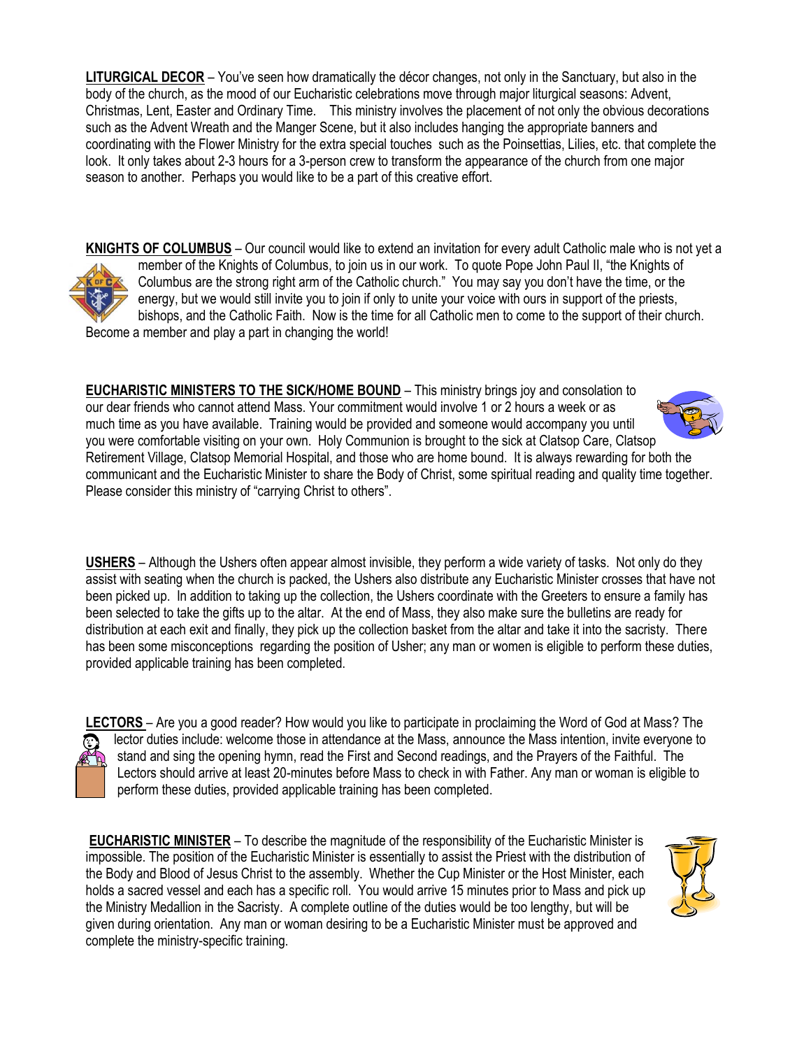**LITURGICAL DECOR** – You've seen how dramatically the décor changes, not only in the Sanctuary, but also in the body of the church, as the mood of our Eucharistic celebrations move through major liturgical seasons: Advent, Christmas, Lent, Easter and Ordinary Time. This ministry involves the placement of not only the obvious decorations such as the Advent Wreath and the Manger Scene, but it also includes hanging the appropriate banners and coordinating with the Flower Ministry for the extra special touches such as the Poinsettias, Lilies, etc. that complete the look. It only takes about 2-3 hours for a 3-person crew to transform the appearance of the church from one major season to another. Perhaps you would like to be a part of this creative effort.

**KNIGHTS OF COLUMBUS** – Our council would like to extend an invitation for every adult Catholic male who is not yet a member of the Knights of Columbus, to join us in our work. To quote Pope John Paul II, "the Knights of Columbus are the strong right arm of the Catholic church." You may say you don't have the time, or the energy, but we would still invite you to join if only to unite your voice with ours in support of the priests, bishops, and the Catholic Faith. Now is the time for all Catholic men to come to the support of their church. Become a member and play a part in changing the world!

**EUCHARISTIC MINISTERS TO THE SICK/HOME BOUND** – This ministry brings joy and consolation to our dear friends who cannot attend Mass. Your commitment would involve 1 or 2 hours a week or as much time as you have available. Training would be provided and someone would accompany you until you were comfortable visiting on your own. Holy Communion is brought to the sick at Clatsop Care, Clatsop Retirement Village, Clatsop Memorial Hospital, and those who are home bound. It is always rewarding for both the communicant and the Eucharistic Minister to share the Body of Christ, some spiritual reading and quality time together. Please consider this ministry of "carrying Christ to others".

**USHERS** – Although the Ushers often appear almost invisible, they perform a wide variety of tasks. Not only do they assist with seating when the church is packed, the Ushers also distribute any Eucharistic Minister crosses that have not been picked up. In addition to taking up the collection, the Ushers coordinate with the Greeters to ensure a family has been selected to take the gifts up to the altar. At the end of Mass, they also make sure the bulletins are ready for distribution at each exit and finally, they pick up the collection basket from the altar and take it into the sacristy. There has been some misconceptions regarding the position of Usher; any man or women is eligible to perform these duties, provided applicable training has been completed.

**LECTORS** – Are you a good reader? How would you like to participate in proclaiming the Word of God at Mass? The lector duties include: welcome those in attendance at the Mass, announce the Mass intention, invite everyone to stand and sing the opening hymn, read the First and Second readings, and the Prayers of the Faithful. The Lectors should arrive at least 20-minutes before Mass to check in with Father. Any man or woman is eligible to perform these duties, provided applicable training has been completed.

**EUCHARISTIC MINISTER** – To describe the magnitude of the responsibility of the Eucharistic Minister is impossible. The position of the Eucharistic Minister is essentially to assist the Priest with the distribution of the Body and Blood of Jesus Christ to the assembly. Whether the Cup Minister or the Host Minister, each holds a sacred vessel and each has a specific roll. You would arrive 15 minutes prior to Mass and pick up the Ministry Medallion in the Sacristy. A complete outline of the duties would be too lengthy, but will be given during orientation. Any man or woman desiring to be a Eucharistic Minister must be approved and complete the ministry-specific training.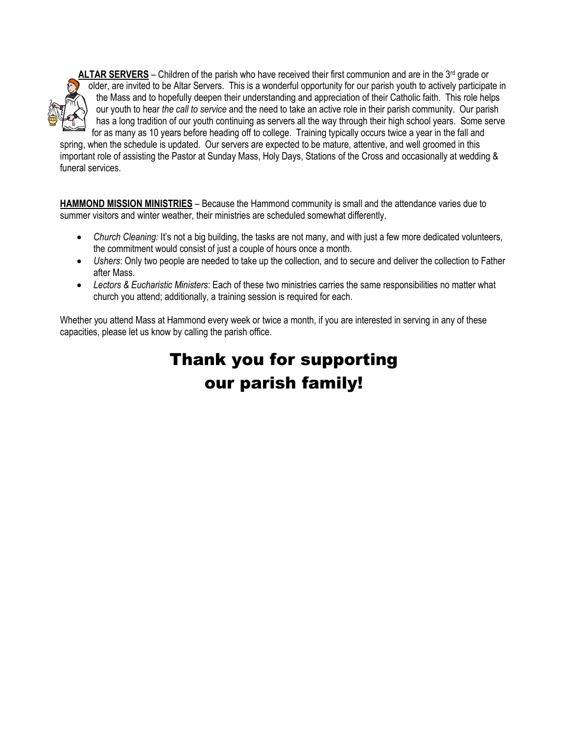**ALTAR SERVERS** – Children of the parish who have received their first communion and are in the 3rd grade or older, are invited to be Altar Servers. This is a wonderful opportunity for our parish youth to actively participate in the Mass and to hopefully deepen their understanding and appreciation of their Catholic faith. This role helps our youth to hear *the call to service* and the need to take an active role in their parish community. Our parish has a long tradition of our youth continuing as servers all the way through their high school years. Some serve for as many as 10 years before heading off to college. Training typically occurs twice a year in the fall and spring, when the schedule is updated. Our servers are expected to be mature, attentive, and well groomed in this important role of assisting the Pastor at Sunday Mass, Holy Days, Stations of the Cross and occasionally at wedding & funeral services.

**HAMMOND MISSION MINISTRIES** – Because the Hammond community is small and the attendance varies due to summer visitors and winter weather, their ministries are scheduled somewhat differently.

- *Church Cleaning:* It's not a big building, the tasks are not many, and with just a few more dedicated volunteers, the commitment would consist of just a couple of hours once a month.
- *Ushers*: Only two people are needed to take up the collection, and to secure and deliver the collection to Father after Mass.
- *Lectors & Eucharistic Ministers*: Each of these two ministries carries the same responsibilities no matter what church you attend; additionally, a training session is required for each.

Whether you attend Mass at Hammond every week or twice a month, if you are interested in serving in any of these capacities, please let us know by calling the parish office.

# Thank you for supporting our parish family!